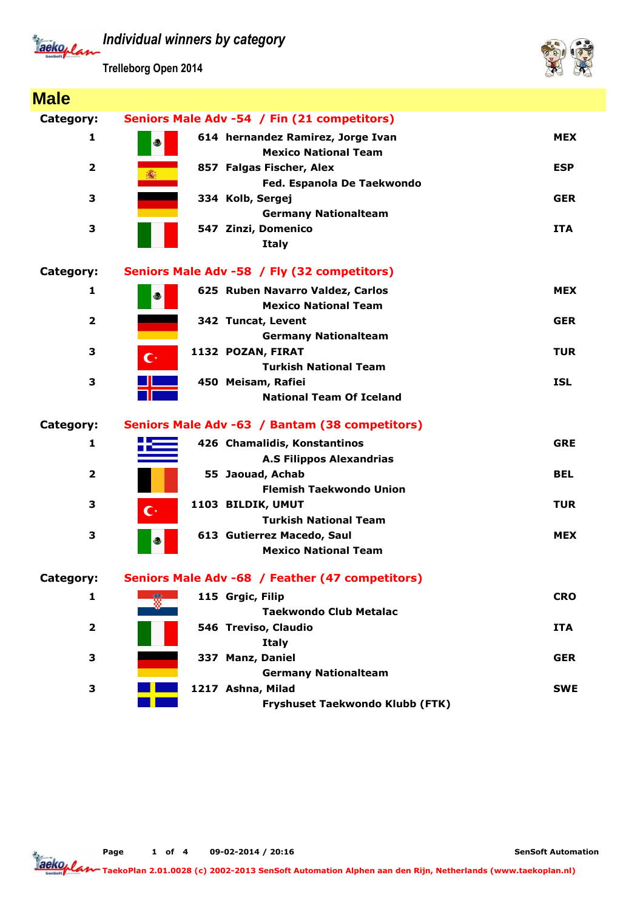# Individual winners by category

**Trelleborg Open 2014**

## Male

### Category: Seniors Male Adv -54 / Fin (21 competitors)

| Place | No. | Name / Club | Country |
|---|---|---|---|
| 1 | 614 | hernandez Ramirez, Jorge Ivan<br>Mexico National Team | MEX |
| 2 | 857 | Falgas Fischer, Alex<br>Fed. Espanola De Taekwondo | ESP |
| 3 | 334 | Kolb, Sergej<br>Germany Nationalteam | GER |
| 3 | 547 | Zinzi, Domenico<br>Italy | ITA |

### Category: Seniors Male Adv -58 / Fly (32 competitors)

| Place | No. | Name / Club | Country |
|---|---|---|---|
| 1 | 625 | Ruben Navarro Valdez, Carlos<br>Mexico National Team | MEX |
| 2 | 342 | Tuncat, Levent<br>Germany Nationalteam | GER |
| 3 | 1132 | POZAN, FIRAT<br>Turkish National Team | TUR |
| 3 | 450 | Meisam, Rafiei<br>National Team Of Iceland | ISL |

### Category: Seniors Male Adv -63 / Bantam (38 competitors)

| Place | No. | Name / Club | Country |
|---|---|---|---|
| 1 | 426 | Chamalidis, Konstantinos<br>A.S Filippos Alexandrias | GRE |
| 2 | 55 | Jaouad, Achab<br>Flemish Taekwondo Union | BEL |
| 3 | 1103 | BILDIK, UMUT<br>Turkish National Team | TUR |
| 3 | 613 | Gutierrez Macedo, Saul<br>Mexico National Team | MEX |

### Category: Seniors Male Adv -68 / Feather (47 competitors)

| Place | No. | Name / Club | Country |
|---|---|---|---|
| 1 | 115 | Grgic, Filip<br>Taekwondo Club Metalac | CRO |
| 2 | 546 | Treviso, Claudio<br>Italy | ITA |
| 3 | 337 | Manz, Daniel<br>Germany Nationalteam | GER |
| 3 | 1217 | Ashna, Milad<br>Fryshuset Taekwondo Klubb (FTK) | SWE |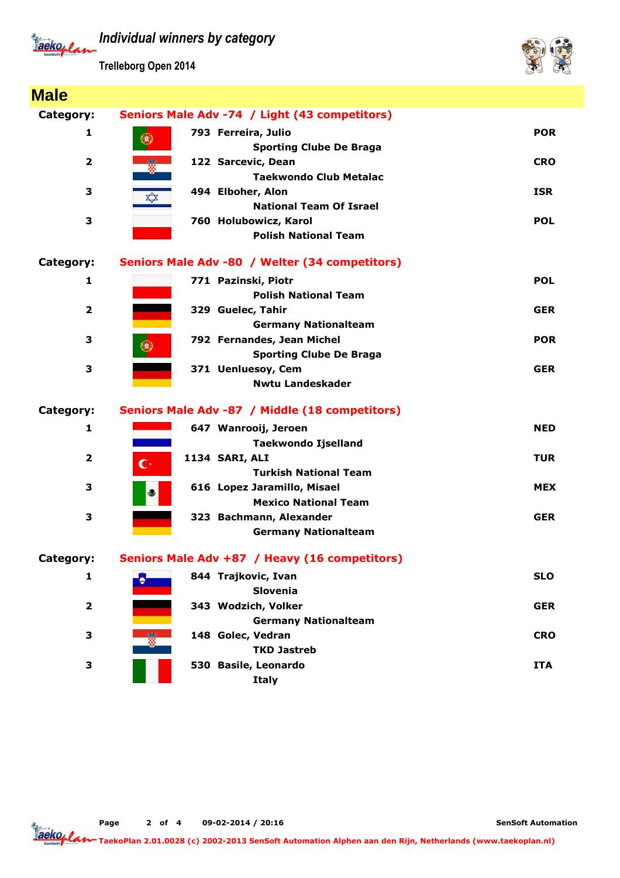# Individual winners by category

Trelleborg Open 2014

## Male

**Category:** Seniors Male Adv -74 / Light (43 competitors)

| Place | No. | Name / Club | Country |
|---|---|---|---|
| 1 | 793 | **Ferreira, Julio**<br>Sporting Clube De Braga | POR |
| 2 | 122 | **Sarcevic, Dean**<br>Taekwondo Club Metalac | CRO |
| 3 | 494 | **Elboher, Alon**<br>National Team Of Israel | ISR |
| 3 | 760 | **Holubowicz, Karol**<br>Polish National Team | POL |

**Category:** Seniors Male Adv -80 / Welter (34 competitors)

| Place | No. | Name / Club | Country |
|---|---|---|---|
| 1 | 771 | **Pazinski, Piotr**<br>Polish National Team | POL |
| 2 | 329 | **Guelec, Tahir**<br>Germany Nationalteam | GER |
| 3 | 792 | **Fernandes, Jean Michel**<br>Sporting Clube De Braga | POR |
| 3 | 371 | **Uenluesoy, Cem**<br>Nwtu Landeskader | GER |

**Category:** Seniors Male Adv -87 / Middle (18 competitors)

| Place | No. | Name / Club | Country |
|---|---|---|---|
| 1 | 647 | **Wanrooij, Jeroen**<br>Taekwondo Ijselland | NED |
| 2 | 1134 | **SARI, ALI**<br>Turkish National Team | TUR |
| 3 | 616 | **Lopez Jaramillo, Misael**<br>Mexico National Team | MEX |
| 3 | 323 | **Bachmann, Alexander**<br>Germany Nationalteam | GER |

**Category:** Seniors Male Adv +87 / Heavy (16 competitors)

| Place | No. | Name / Club | Country |
|---|---|---|---|
| 1 | 844 | **Trajkovic, Ivan**<br>Slovenia | SLO |
| 2 | 343 | **Wodzich, Volker**<br>Germany Nationalteam | GER |
| 3 | 148 | **Golec, Vedran**<br>TKD Jastreb | CRO |
| 3 | 530 | **Basile, Leonardo**<br>Italy | ITA |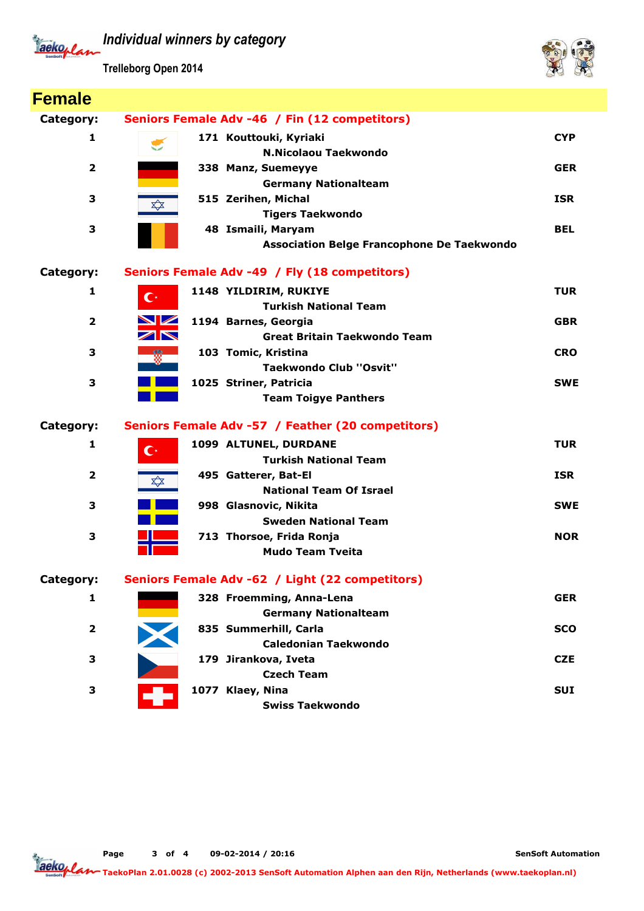# Individual winners by category

Trelleborg Open 2014

## Female

**Category: Seniors Female Adv -46 / Fin (12 competitors)**

| Place | No. | Name / Club | Country |
|---|---|---|---|
| 1 | 171 | Kouttouki, Kyriaki<br>N.Nicolaou Taekwondo | CYP |
| 2 | 338 | Manz, Suemeyye<br>Germany Nationalteam | GER |
| 3 | 515 | Zerihen, Michal<br>Tigers Taekwondo | ISR |
| 3 | 48 | Ismaili, Maryam<br>Association Belge Francophone De Taekwondo | BEL |

**Category: Seniors Female Adv -49 / Fly (18 competitors)**

| Place | No. | Name / Club | Country |
|---|---|---|---|
| 1 | 1148 | YILDIRIM, RUKIYE<br>Turkish National Team | TUR |
| 2 | 1194 | Barnes, Georgia<br>Great Britain Taekwondo Team | GBR |
| 3 | 103 | Tomic, Kristina<br>Taekwondo Club "Osvit" | CRO |
| 3 | 1025 | Striner, Patricia<br>Team Toigye Panthers | SWE |

**Category: Seniors Female Adv -57 / Feather (20 competitors)**

| Place | No. | Name / Club | Country |
|---|---|---|---|
| 1 | 1099 | ALTUNEL, DURDANE<br>Turkish National Team | TUR |
| 2 | 495 | Gatterer, Bat-El<br>National Team Of Israel | ISR |
| 3 | 998 | Glasnovic, Nikita<br>Sweden National Team | SWE |
| 3 | 713 | Thorsoe, Frida Ronja<br>Mudo Team Tveita | NOR |

**Category: Seniors Female Adv -62 / Light (22 competitors)**

| Place | No. | Name / Club | Country |
|---|---|---|---|
| 1 | 328 | Froemming, Anna-Lena<br>Germany Nationalteam | GER |
| 2 | 835 | Summerhill, Carla<br>Caledonian Taekwondo | SCO |
| 3 | 179 | Jirankova, Iveta<br>Czech Team | CZE |
| 3 | 1077 | Klaey, Nina<br>Swiss Taekwondo | SUI |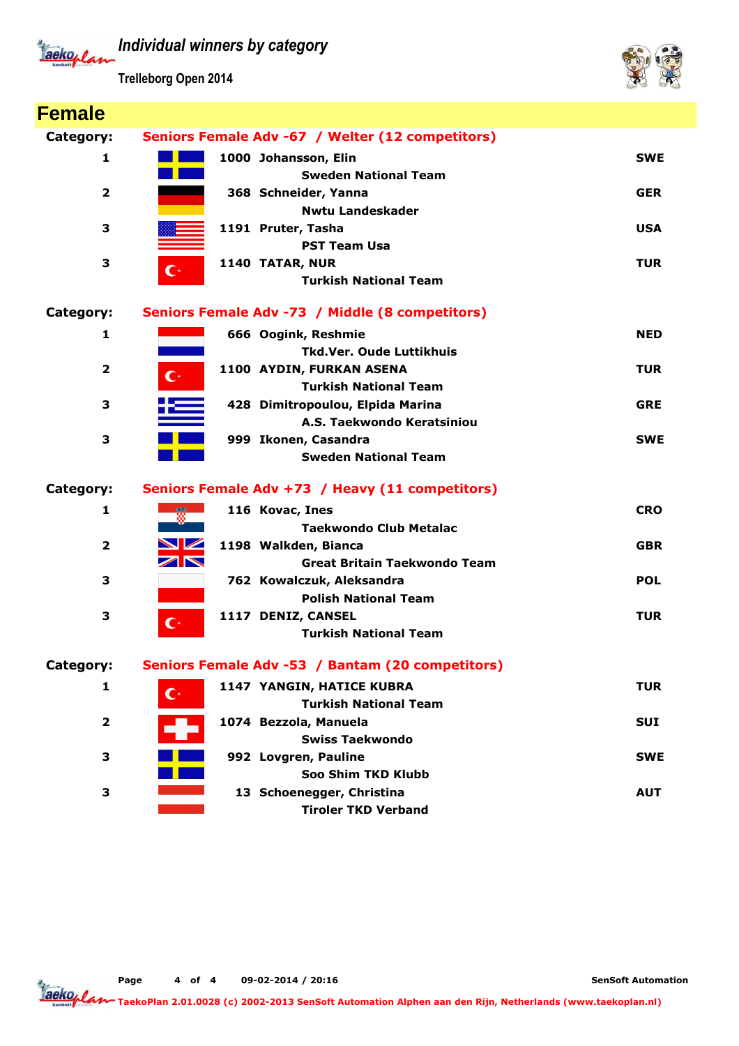## Female

### Category: Seniors Female Adv -67 / Welter (12 competitors)

| | | | |
|---|---|---|---|
| 1 | 1000 | Johansson, Elin<br>Sweden National Team | SWE |
| 2 | 368 | Schneider, Yanna<br>Nwtu Landeskader | GER |
| 3 | 1191 | Pruter, Tasha<br>PST Team Usa | USA |
| 3 | 1140 | TATAR, NUR<br>Turkish National Team | TUR |

### Category: Seniors Female Adv -73 / Middle (8 competitors)

| | | | |
|---|---|---|---|
| 1 | 666 | Oogink, Reshmie<br>Tkd.Ver. Oude Luttikhuis | NED |
| 2 | 1100 | AYDIN, FURKAN ASENA<br>Turkish National Team | TUR |
| 3 | 428 | Dimitropoulou, Elpida Marina<br>A.S. Taekwondo Keratsiniou | GRE |
| 3 | 999 | Ikonen, Casandra<br>Sweden National Team | SWE |

### Category: Seniors Female Adv +73 / Heavy (11 competitors)

| | | | |
|---|---|---|---|
| 1 | 116 | Kovac, Ines<br>Taekwondo Club Metalac | CRO |
| 2 | 1198 | Walkden, Bianca<br>Great Britain Taekwondo Team | GBR |
| 3 | 762 | Kowalczuk, Aleksandra<br>Polish National Team | POL |
| 3 | 1117 | DENIZ, CANSEL<br>Turkish National Team | TUR |

### Category: Seniors Female Adv -53 / Bantam (20 competitors)

| | | | |
|---|---|---|---|
| 1 | 1147 | YANGIN, HATICE KUBRA<br>Turkish National Team | TUR |
| 2 | 1074 | Bezzola, Manuela<br>Swiss Taekwondo | SUI |
| 3 | 992 | Lovgren, Pauline<br>Soo Shim TKD Klubb | SWE |
| 3 | 13 | Schoenegger, Christina<br>Tiroler TKD Verband | AUT |